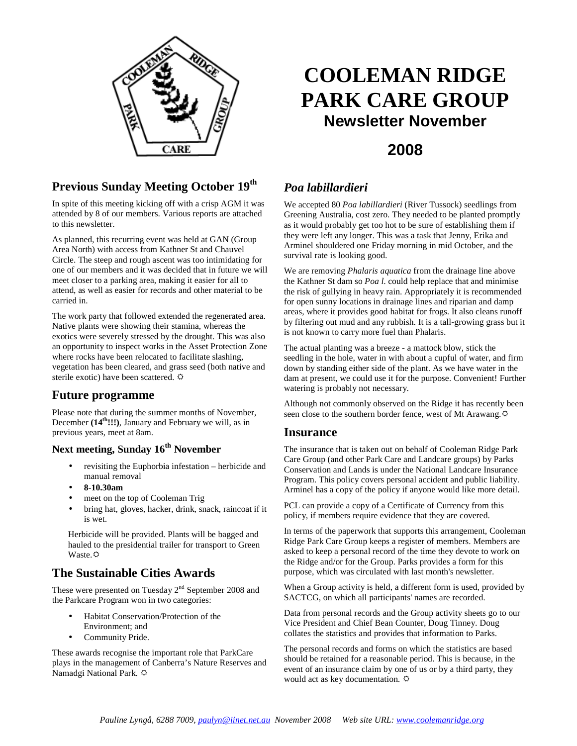# COOLEMAN RIDGE PARK CARE GROUP

## Newsletter November 2008

## Previous Sunday Meeting October 19th

In spite of this meeting kicking off with a crisp AGM it was attended by 8 of our members. Various reports are attached to this newsletter.

As planned, this recurring event was held at GAN (Group Area North) with access from Kathner St and Chauvel Circle. The steep and rough ascent was too intimidating for one of our members and it was decided that in future we will meet closer to a parking area, making it easier for all to attend, as well as easier for records and other material to be carried in.

The work party that followed extended the regenerated area. Native plants were showing their stamina, whereas the exotics were severely stressed by the drought. This was also an opportunity to inspect works in the Asset Protection Zone where rocks have been relocated to facilitate slashing, vegetation has been cleared, and grass seed (both native and sterile exotic) have been scattered. ☼

## Future programme

Please note that during the summer months of November, December **(14th!!!)**, January and February we will, as in previous years, meet at 8am.

### Next meeting, Sunday 16th November

- revisiting the Euphorbia infestation – herbicide and manual removal
- **8-10.30am**
- meet on the top of Cooleman Trig
- bring hat, gloves, hacker, drink, snack, raincoat if it is wet.

Herbicide will be provided. Plants will be bagged and hauled to the presidential trailer for transport to Green Waste.☼

## The Sustainable Cities Awards

These were presented on Tuesday 2nd September 2008 and the Parkcare Program won in two categories:

- Habitat Conservation/Protection of the Environment; and
- Community Pride.

These awards recognise the important role that ParkCare plays in the management of Canberra's Nature Reserves and Namadgi National Park. ☼

## *Poa labillardieri*

We accepted 80 *Poa labillardieri* (River Tussock) seedlings from Greening Australia, cost zero. They needed to be planted promptly as it would probably get too hot to be sure of establishing them if they were left any longer. This was a task that Jenny, Erika and Arminel shouldered one Friday morning in mid October, and the survival rate is looking good.

We are removing *Phalaris aquatica* from the drainage line above the Kathner St dam so *Poa l.* could help replace that and minimise the risk of gullying in heavy rain. Appropriately it is recommended for open sunny locations in drainage lines and riparian and damp areas, where it provides good habitat for frogs. It also cleans runoff by filtering out mud and any rubbish. It is a tall-growing grass but it is not known to carry more fuel than Phalaris.

The actual planting was a breeze - a mattock blow, stick the seedling in the hole, water in with about a cupful of water, and firm down by standing either side of the plant. As we have water in the dam at present, we could use it for the purpose. Convenient! Further watering is probably not necessary.

Although not commonly observed on the Ridge it has recently been seen close to the southern border fence, west of Mt Arawang.☼

## Insurance

The insurance that is taken out on behalf of Cooleman Ridge Park Care Group (and other Park Care and Landcare groups) by Parks Conservation and Lands is under the National Landcare Insurance Program. This policy covers personal accident and public liability. Arminel has a copy of the policy if anyone would like more detail.

PCL can provide a copy of a Certificate of Currency from this policy, if members require evidence that they are covered.

In terms of the paperwork that supports this arrangement, Cooleman Ridge Park Care Group keeps a register of members. Members are asked to keep a personal record of the time they devote to work on the Ridge and/or for the Group. Parks provides a form for this purpose, which was circulated with last month's newsletter.

When a Group activity is held, a different form is used, provided by SACTCG, on which all participants' names are recorded.

Data from personal records and the Group activity sheets go to our Vice President and Chief Bean Counter, Doug Tinney. Doug collates the statistics and provides that information to Parks.

The personal records and forms on which the statistics are based should be retained for a reasonable period. This is because, in the event of an insurance claim by one of us or by a third party, they would act as key documentation. ☼

*Pauline Lyngå, 6288 7009, paulyn@iinet.net.au November 2008 Web site URL: www.coolemanridge.org*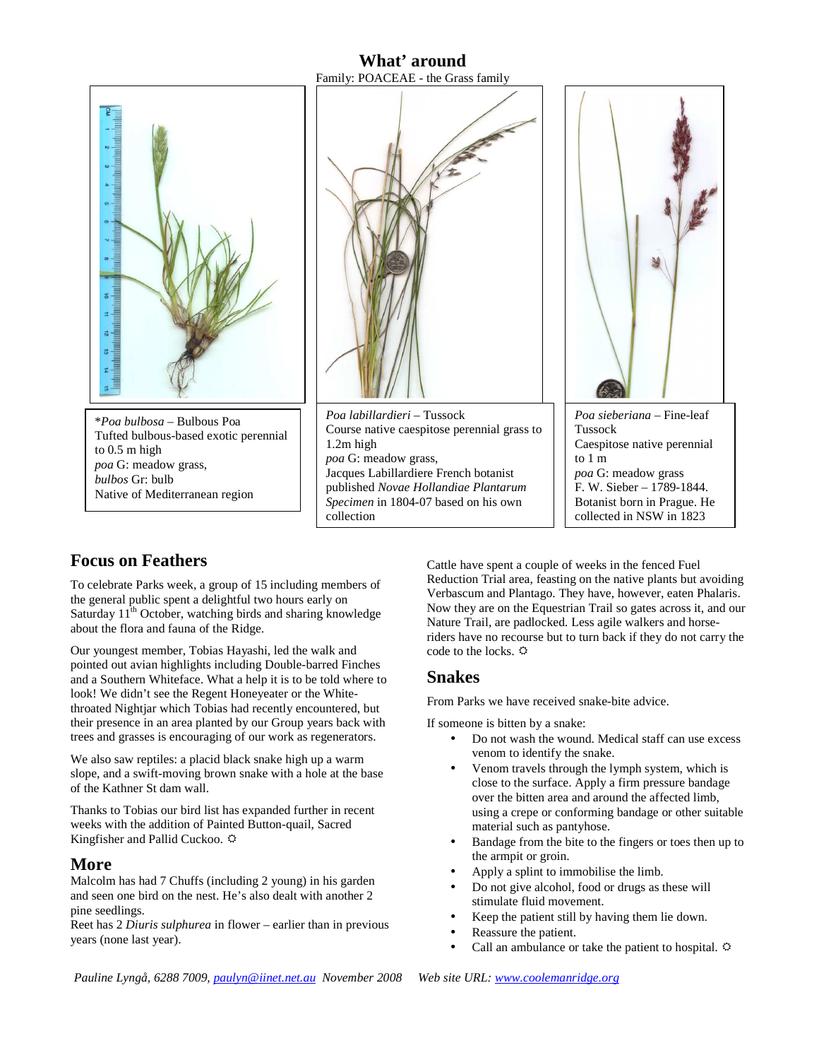# What' around

Family: POACEAE - the Grass family

*\*Poa bulbosa* – Bulbous Poa
Tufted bulbous-based exotic perennial to 0.5 m high
*poa* G: meadow grass,
*bulbos* Gr: bulb
Native of Mediterranean region

*Poa labillardieri* – Tussock
Course native caespitose perennial grass to 1.2m high
*poa* G: meadow grass,
Jacques Labillardiere French botanist published *Novae Hollandiae Plantarum Specimen* in 1804-07 based on his own collection

*Poa sieberiana* – Fine-leaf Tussock
Caespitose native perennial to 1 m
*poa* G: meadow grass
F. W. Sieber – 1789-1844. Botanist born in Prague. He collected in NSW in 1823

## Focus on Feathers

To celebrate Parks week, a group of 15 including members of the general public spent a delightful two hours early on Saturday 11th October, watching birds and sharing knowledge about the flora and fauna of the Ridge.

Our youngest member, Tobias Hayashi, led the walk and pointed out avian highlights including Double-barred Finches and a Southern Whiteface. What a help it is to be told where to look! We didn't see the Regent Honeyeater or the White-throated Nightjar which Tobias had recently encountered, but their presence in an area planted by our Group years back with trees and grasses is encouraging of our work as regenerators.

We also saw reptiles: a placid black snake high up a warm slope, and a swift-moving brown snake with a hole at the base of the Kathner St dam wall.

Thanks to Tobias our bird list has expanded further in recent weeks with the addition of Painted Button-quail, Sacred Kingfisher and Pallid Cuckoo. ☼

## More

Malcolm has had 7 Chuffs (including 2 young) in his garden and seen one bird on the nest. He's also dealt with another 2 pine seedlings.
Reet has 2 *Diuris sulphurea* in flower – earlier than in previous years (none last year).

Cattle have spent a couple of weeks in the fenced Fuel Reduction Trial area, feasting on the native plants but avoiding Verbascum and Plantago. They have, however, eaten Phalaris. Now they are on the Equestrian Trail so gates across it, and our Nature Trail, are padlocked. Less agile walkers and horse-riders have no recourse but to turn back if they do not carry the code to the locks. ☼

## Snakes

From Parks we have received snake-bite advice.

If someone is bitten by a snake:

- Do not wash the wound. Medical staff can use excess venom to identify the snake.
- Venom travels through the lymph system, which is close to the surface. Apply a firm pressure bandage over the bitten area and around the affected limb, using a crepe or conforming bandage or other suitable material such as pantyhose.
- Bandage from the bite to the fingers or toes then up to the armpit or groin.
- Apply a splint to immobilise the limb.
- Do not give alcohol, food or drugs as these will stimulate fluid movement.
- Keep the patient still by having them lie down.
- Reassure the patient.
- Call an ambulance or take the patient to hospital. ☼

*Pauline Lyngå, 6288 7009, paulyn@iinet.net.au November 2008 Web site URL: www.coolemanridge.org*